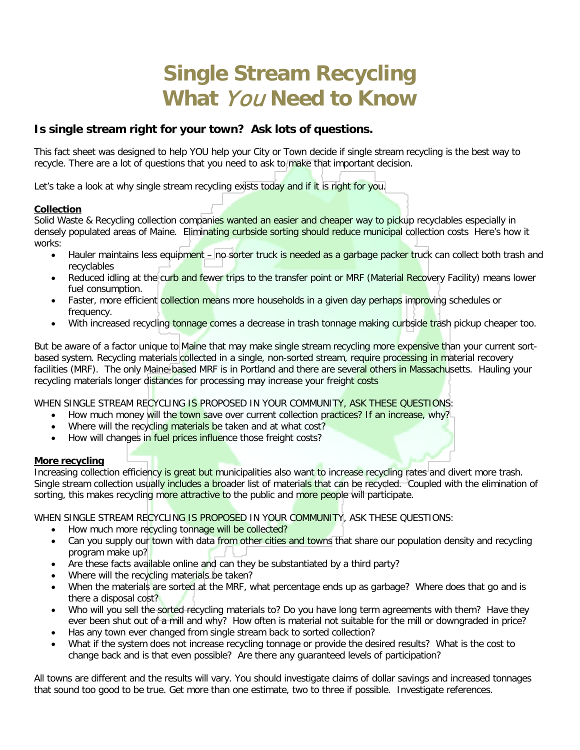# Single Stream Recycling
# What *You* Need to Know

### Is single stream right for your town? Ask lots of questions.

This fact sheet was designed to help YOU help your City or Town decide if single stream recycling is the best way to recycle. There are a lot of questions that you need to ask to make that important decision.

Let's take a look at why single stream recycling exists today and if it is right for you.

**<u>Collection</u>**
Solid Waste & Recycling collection companies wanted an easier and cheaper way to pickup recyclables especially in densely populated areas of Maine. Eliminating curbside sorting should reduce municipal collection costs Here's how it works:

- Hauler maintains less equipment – no sorter truck is needed as a garbage packer truck can collect both trash and recyclables
- Reduced idling at the curb and fewer trips to the transfer point or MRF (Material Recovery Facility) means lower fuel consumption.
- Faster, more efficient collection means more households in a given day perhaps improving schedules or frequency.
- With increased recycling tonnage comes a decrease in trash tonnage making curbside trash pickup cheaper too.

But be aware of a factor unique to Maine that may make single stream recycling more expensive than your current sort-based system. Recycling materials collected in a single, non-sorted stream, require processing in material recovery facilities (MRF). The only Maine-based MRF is in Portland and there are several others in Massachusetts. Hauling your recycling materials longer distances for processing may increase your freight costs

WHEN SINGLE STREAM RECYCLING IS PROPOSED IN YOUR COMMUNITY, ASK THESE QUESTIONS:

- How much money will the town save over current collection practices? If an increase, why?
- Where will the recycling materials be taken and at what cost?
- How will changes in fuel prices influence those freight costs?

**<u>More recycling</u>**
Increasing collection efficiency is great but municipalities also want to increase recycling rates and divert more trash. Single stream collection usually includes a broader list of materials that can be recycled. Coupled with the elimination of sorting, this makes recycling more attractive to the public and more people will participate.

WHEN SINGLE STREAM RECYCLING IS PROPOSED IN YOUR COMMUNITY, ASK THESE QUESTIONS:

- How much more recycling tonnage will be collected?
- Can you supply our town with data from other cities and towns that share our population density and recycling program make up?
- Are these facts available online and can they be substantiated by a third party?
- Where will the recycling materials be taken?
- When the materials are sorted at the MRF, what percentage ends up as garbage? Where does that go and is there a disposal cost?
- Who will you sell the sorted recycling materials to? Do you have long term agreements with them? Have they ever been shut out of a mill and why? How often is material not suitable for the mill or downgraded in price?
- Has any town ever changed from single stream back to sorted collection?
- What if the system does not increase recycling tonnage or provide the desired results? What is the cost to change back and is that even possible? Are there any guaranteed levels of participation?

All towns are different and the results will vary. You should investigate claims of dollar savings and increased tonnages that sound too good to be true. Get more than one estimate, two to three if possible. Investigate references.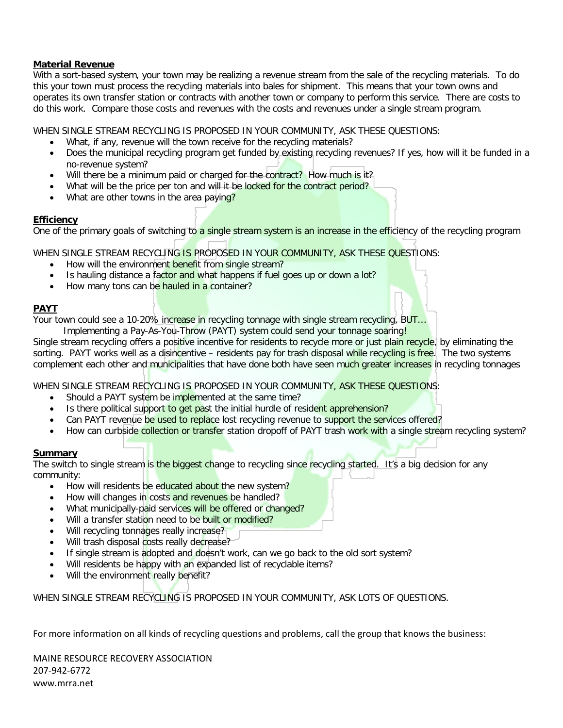**Material Revenue**

With a sort-based system, your town may be realizing a revenue stream from the sale of the recycling materials. To do this your town must process the recycling materials into bales for shipment. This means that your town owns and operates its own transfer station or contracts with another town or company to perform this service. There are costs to do this work. Compare those costs and revenues with the costs and revenues under a single stream program.

WHEN SINGLE STREAM RECYCLING IS PROPOSED IN YOUR COMMUNITY, ASK THESE QUESTIONS:

- What, if any, revenue will the town receive for the recycling materials?
- Does the municipal recycling program get funded by existing recycling revenues? If yes, how will it be funded in a no-revenue system?
- Will there be a minimum paid or charged for the contract? How much is it?
- What will be the price per ton and will it be locked for the contract period?
- What are other towns in the area paying?

**Efficiency**

One of the primary goals of switching to a single stream system is an increase in the efficiency of the recycling program

WHEN SINGLE STREAM RECYCLING IS PROPOSED IN YOUR COMMUNITY, ASK THESE QUESTIONS:

- How will the environment benefit from single stream?
- Is hauling distance a factor and what happens if fuel goes up or down a lot?
- How many tons can be hauled in a container?

**PAYT**

Your town could see a 10-20% increase in recycling tonnage with single stream recycling, BUT…

Implementing a Pay-As-You-Throw (PAYT) system could send your tonnage soaring!

Single stream recycling offers a positive incentive for residents to recycle more or just plain recycle, by eliminating the sorting. PAYT works well as a disincentive – residents pay for trash disposal while recycling is free. The two systems complement each other and municipalities that have done both have seen much greater increases in recycling tonnages

WHEN SINGLE STREAM RECYCLING IS PROPOSED IN YOUR COMMUNITY, ASK THESE QUESTIONS:

- Should a PAYT system be implemented at the same time?
- Is there political support to get past the initial hurdle of resident apprehension?
- Can PAYT revenue be used to replace lost recycling revenue to support the services offered?
- How can curbside collection or transfer station dropoff of PAYT trash work with a single stream recycling system?

**Summary**

The switch to single stream is the biggest change to recycling since recycling started. It's a big decision for any community:

- How will residents be educated about the new system?
- How will changes in costs and revenues be handled?
- What municipally-paid services will be offered or changed?
- Will a transfer station need to be built or modified?
- Will recycling tonnages really increase?
- Will trash disposal costs really decrease?
- If single stream is adopted and doesn't work, can we go back to the old sort system?
- Will residents be happy with an expanded list of recyclable items?
- Will the environment really benefit?

WHEN SINGLE STREAM RECYCLING IS PROPOSED IN YOUR COMMUNITY, ASK LOTS OF QUESTIONS.

For more information on all kinds of recycling questions and problems, call the group that knows the business:

MAINE RESOURCE RECOVERY ASSOCIATION
207-942-6772
www.mrra.net